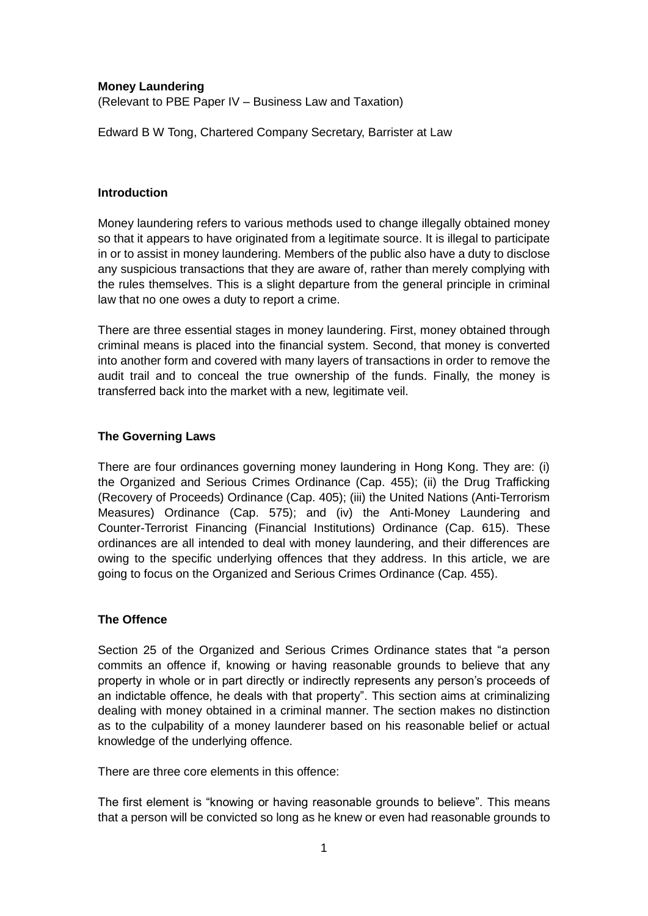**Money Laundering**
(Relevant to PBE Paper IV – Business Law and Taxation)

Edward B W Tong, Chartered Company Secretary, Barrister at Law

**Introduction**

Money laundering refers to various methods used to change illegally obtained money so that it appears to have originated from a legitimate source. It is illegal to participate in or to assist in money laundering. Members of the public also have a duty to disclose any suspicious transactions that they are aware of, rather than merely complying with the rules themselves. This is a slight departure from the general principle in criminal law that no one owes a duty to report a crime.

There are three essential stages in money laundering. First, money obtained through criminal means is placed into the financial system. Second, that money is converted into another form and covered with many layers of transactions in order to remove the audit trail and to conceal the true ownership of the funds. Finally, the money is transferred back into the market with a new, legitimate veil.

**The Governing Laws**

There are four ordinances governing money laundering in Hong Kong. They are: (i) the Organized and Serious Crimes Ordinance (Cap. 455); (ii) the Drug Trafficking (Recovery of Proceeds) Ordinance (Cap. 405); (iii) the United Nations (Anti-Terrorism Measures) Ordinance (Cap. 575); and (iv) the Anti-Money Laundering and Counter-Terrorist Financing (Financial Institutions) Ordinance (Cap. 615). These ordinances are all intended to deal with money laundering, and their differences are owing to the specific underlying offences that they address. In this article, we are going to focus on the Organized and Serious Crimes Ordinance (Cap. 455).

**The Offence**

Section 25 of the Organized and Serious Crimes Ordinance states that "a person commits an offence if, knowing or having reasonable grounds to believe that any property in whole or in part directly or indirectly represents any person's proceeds of an indictable offence, he deals with that property". This section aims at criminalizing dealing with money obtained in a criminal manner. The section makes no distinction as to the culpability of a money launderer based on his reasonable belief or actual knowledge of the underlying offence.

There are three core elements in this offence:

The first element is "knowing or having reasonable grounds to believe". This means that a person will be convicted so long as he knew or even had reasonable grounds to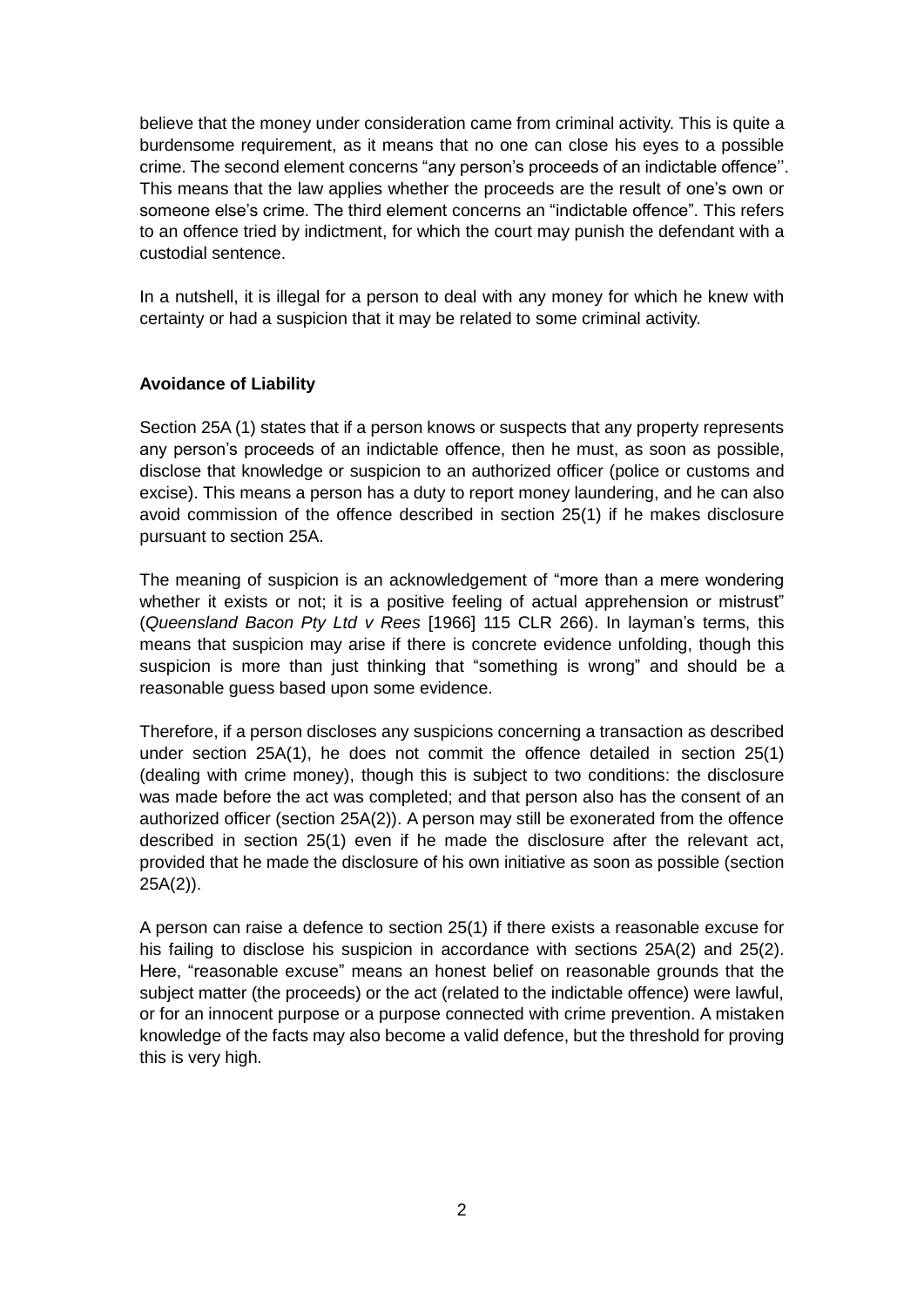believe that the money under consideration came from criminal activity. This is quite a burdensome requirement, as it means that no one can close his eyes to a possible crime. The second element concerns "any person's proceeds of an indictable offence''. This means that the law applies whether the proceeds are the result of one's own or someone else's crime. The third element concerns an "indictable offence". This refers to an offence tried by indictment, for which the court may punish the defendant with a custodial sentence.

In a nutshell, it is illegal for a person to deal with any money for which he knew with certainty or had a suspicion that it may be related to some criminal activity.

**Avoidance of Liability**

Section 25A (1) states that if a person knows or suspects that any property represents any person's proceeds of an indictable offence, then he must, as soon as possible, disclose that knowledge or suspicion to an authorized officer (police or customs and excise). This means a person has a duty to report money laundering, and he can also avoid commission of the offence described in section 25(1) if he makes disclosure pursuant to section 25A.

The meaning of suspicion is an acknowledgement of "more than a mere wondering whether it exists or not; it is a positive feeling of actual apprehension or mistrust" (*Queensland Bacon Pty Ltd v Rees* [1966] 115 CLR 266). In layman's terms, this means that suspicion may arise if there is concrete evidence unfolding, though this suspicion is more than just thinking that "something is wrong" and should be a reasonable guess based upon some evidence.

Therefore, if a person discloses any suspicions concerning a transaction as described under section 25A(1), he does not commit the offence detailed in section 25(1) (dealing with crime money), though this is subject to two conditions: the disclosure was made before the act was completed; and that person also has the consent of an authorized officer (section 25A(2)). A person may still be exonerated from the offence described in section 25(1) even if he made the disclosure after the relevant act, provided that he made the disclosure of his own initiative as soon as possible (section 25A(2)).

A person can raise a defence to section 25(1) if there exists a reasonable excuse for his failing to disclose his suspicion in accordance with sections 25A(2) and 25(2). Here, "reasonable excuse" means an honest belief on reasonable grounds that the subject matter (the proceeds) or the act (related to the indictable offence) were lawful, or for an innocent purpose or a purpose connected with crime prevention. A mistaken knowledge of the facts may also become a valid defence, but the threshold for proving this is very high.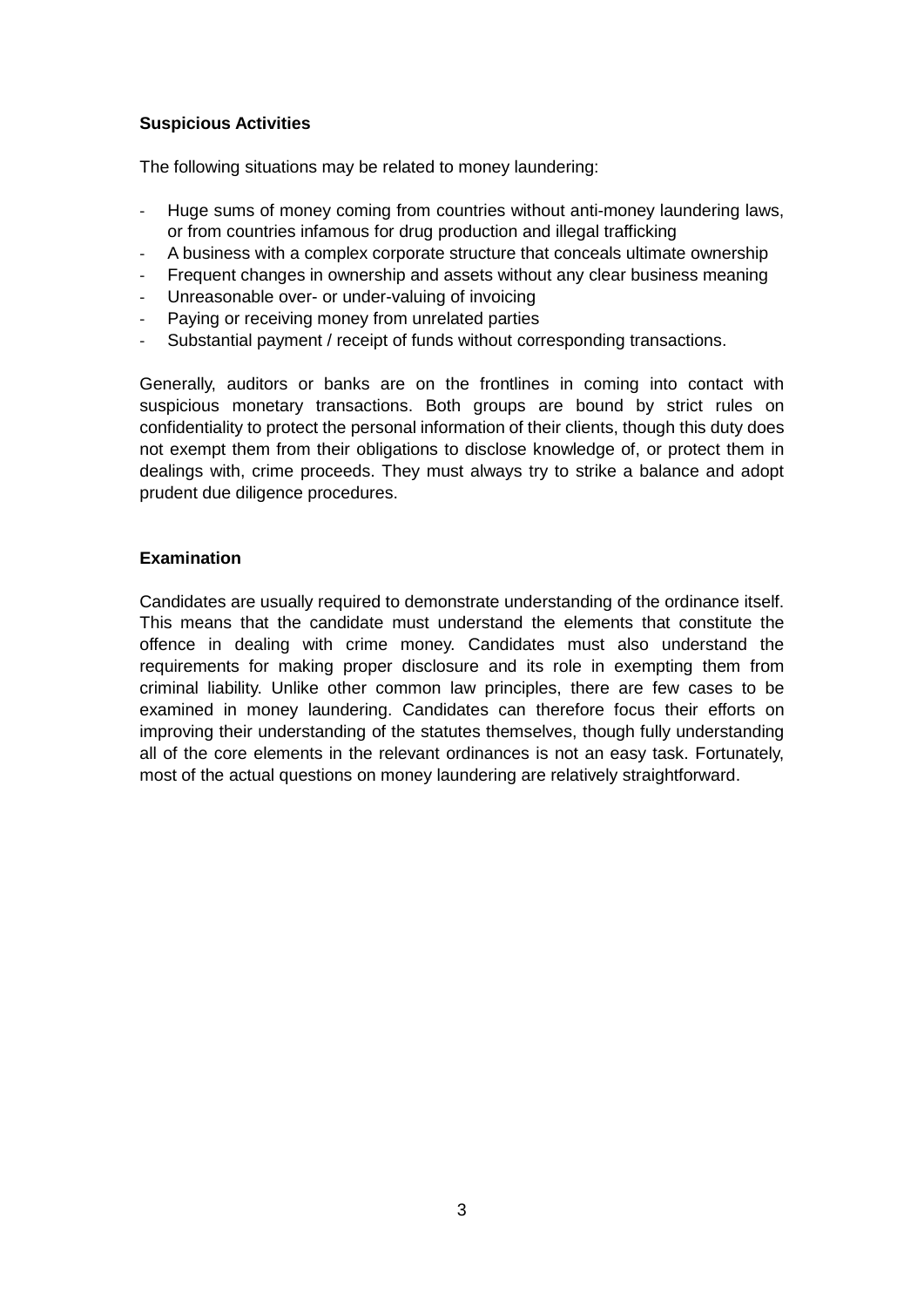**Suspicious Activities**

The following situations may be related to money laundering:

- Huge sums of money coming from countries without anti-money laundering laws, or from countries infamous for drug production and illegal trafficking
- A business with a complex corporate structure that conceals ultimate ownership
- Frequent changes in ownership and assets without any clear business meaning
- Unreasonable over- or under-valuing of invoicing
- Paying or receiving money from unrelated parties
- Substantial payment / receipt of funds without corresponding transactions.

Generally, auditors or banks are on the frontlines in coming into contact with suspicious monetary transactions. Both groups are bound by strict rules on confidentiality to protect the personal information of their clients, though this duty does not exempt them from their obligations to disclose knowledge of, or protect them in dealings with, crime proceeds. They must always try to strike a balance and adopt prudent due diligence procedures.

**Examination**

Candidates are usually required to demonstrate understanding of the ordinance itself. This means that the candidate must understand the elements that constitute the offence in dealing with crime money. Candidates must also understand the requirements for making proper disclosure and its role in exempting them from criminal liability. Unlike other common law principles, there are few cases to be examined in money laundering. Candidates can therefore focus their efforts on improving their understanding of the statutes themselves, though fully understanding all of the core elements in the relevant ordinances is not an easy task. Fortunately, most of the actual questions on money laundering are relatively straightforward.